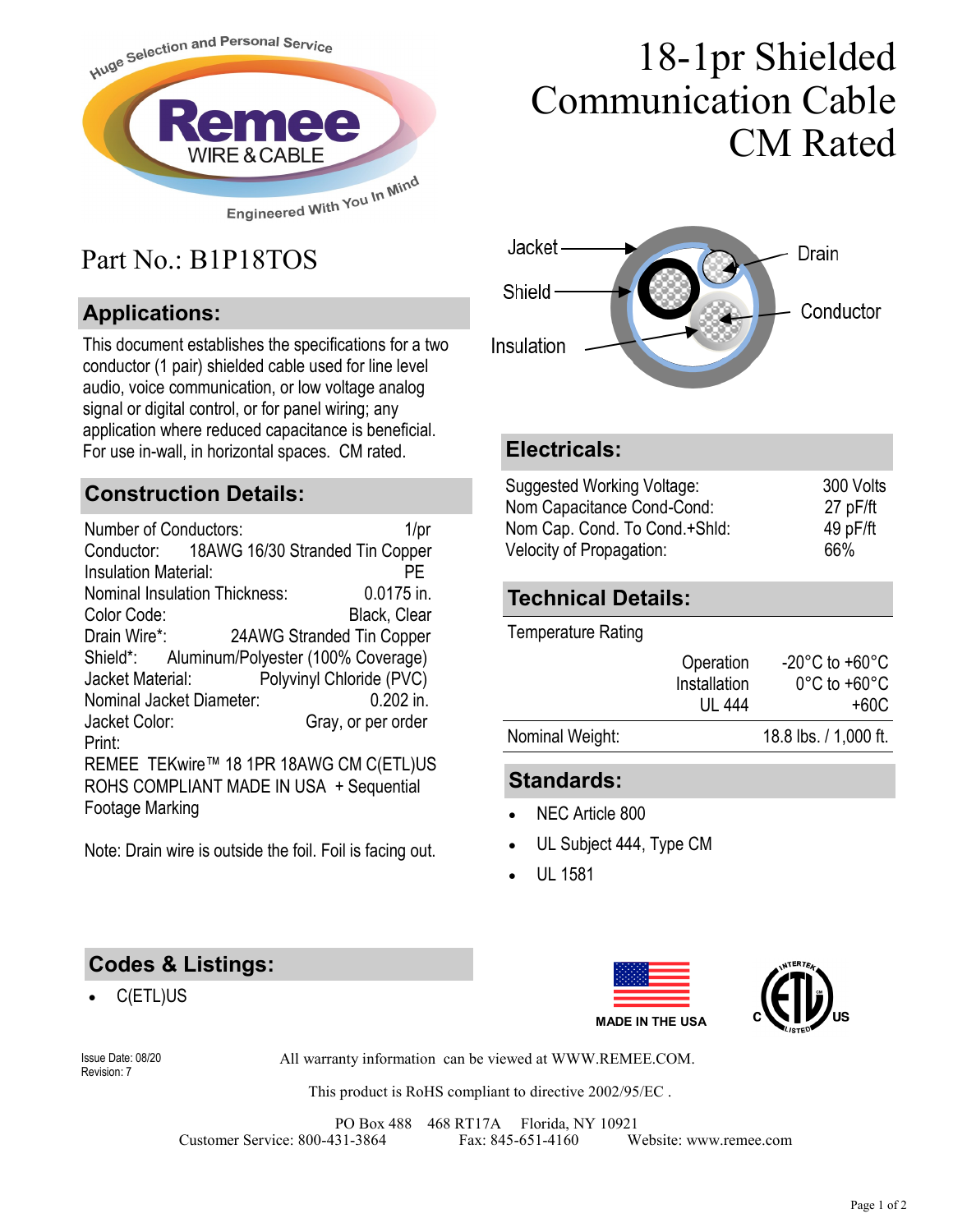# 18-1pr Shielded Communication Cable CM Rated

## Part No.: B1P18TOS

Jacket

Shield

Insulation

Drain

Conductor

## Applications:

This document establishes the specifications for a two conductor (1 pair) shielded cable used for line level audio, voice communication, or low voltage analog signal or digital control, or for panel wiring; any application where reduced capacitance is beneficial. For use in-wall, in horizontal spaces. CM rated.

## Construction Details:

| | |
|---|---|
| Number of Conductors: | 1/pr |
| Conductor: | 18AWG 16/30 Stranded Tin Copper |
| Insulation Material: | PE |
| Nominal Insulation Thickness: | 0.0175 in. |
| Color Code: | Black, Clear |
| Drain Wire*: | 24AWG Stranded Tin Copper |
| Shield*: | Aluminum/Polyester (100% Coverage) |
| Jacket Material: | Polyvinyl Chloride (PVC) |
| Nominal Jacket Diameter: | 0.202 in. |
| Jacket Color: | Gray, or per order |

Print:
REMEE TEKwire™ 18 1PR 18AWG CM C(ETL)US ROHS COMPLIANT MADE IN USA + Sequential Footage Marking

Note: Drain wire is outside the foil. Foil is facing out.

## Electricals:

| | |
|---|---|
| Suggested Working Voltage: | 300 Volts |
| Nom Capacitance Cond-Cond: | 27 pF/ft |
| Nom Cap. Cond. To Cond.+Shld: | 49 pF/ft |
| Velocity of Propagation: | 66% |

## Technical Details:

Temperature Rating

| | |
|---|---|
| Operation | -20°C to +60°C |
| Installation | 0°C to +60°C |
| UL 444 | +60C |
| Nominal Weight: | 18.8 lbs. / 1,000 ft. |

## Standards:

- NEC Article 800
- UL Subject 444, Type CM
- UL 1581

## Codes & Listings:

- C(ETL)US

MADE IN THE USA

Issue Date: 08/20
Revision: 7

All warranty information can be viewed at WWW.REMEE.COM.

This product is RoHS compliant to directive 2002/95/EC .

PO Box 488 468 RT17A Florida, NY 10921
Customer Service: 800-431-3864 Fax: 845-651-4160 Website: www.remee.com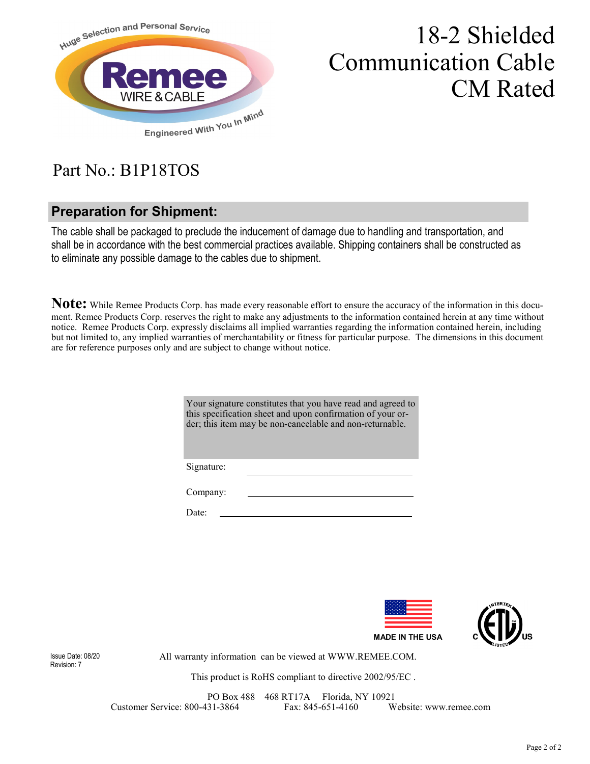Huge Selection and Personal Service

Remee WIRE & CABLE

Engineered With You In Mind

# 18-2 Shielded Communication Cable CM Rated

## Part No.: B1P18TOS

### Preparation for Shipment:

The cable shall be packaged to preclude the inducement of damage due to handling and transportation, and shall be in accordance with the best commercial practices available. Shipping containers shall be constructed as to eliminate any possible damage to the cables due to shipment.

**Note:** While Remee Products Corp. has made every reasonable effort to ensure the accuracy of the information in this document. Remee Products Corp. reserves the right to make any adjustments to the information contained herein at any time without notice. Remee Products Corp. expressly disclaims all implied warranties regarding the information contained herein, including but not limited to, any implied warranties of merchantability or fitness for particular purpose. The dimensions in this document are for reference purposes only and are subject to change without notice.

Your signature constitutes that you have read and agreed to this specification sheet and upon confirmation of your order; this item may be non-cancelable and non-returnable.

Signature: ______________________

Company: ______________________

Date: ______________________

MADE IN THE USA

C ETL US INTERTEK LISTED CM

Issue Date: 08/20
Revision: 7

All warranty information can be viewed at WWW.REMEE.COM.

This product is RoHS compliant to directive 2002/95/EC .

PO Box 488 468 RT17A Florida, NY 10921
Customer Service: 800-431-3864 Fax: 845-651-4160 Website: www.remee.com